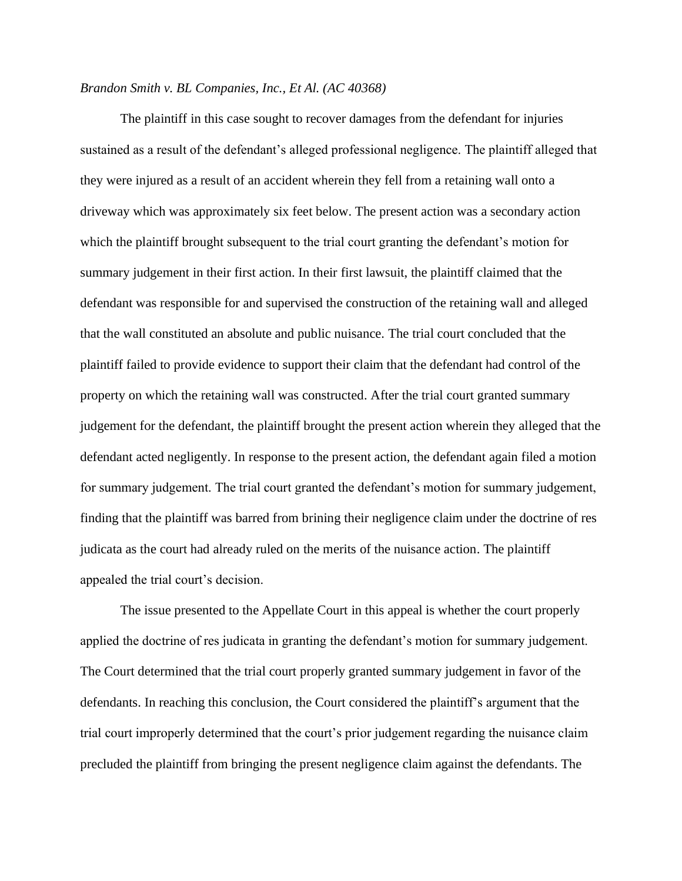*Brandon Smith v. BL Companies, Inc., Et Al. (AC 40368)*

The plaintiff in this case sought to recover damages from the defendant for injuries sustained as a result of the defendant's alleged professional negligence. The plaintiff alleged that they were injured as a result of an accident wherein they fell from a retaining wall onto a driveway which was approximately six feet below. The present action was a secondary action which the plaintiff brought subsequent to the trial court granting the defendant's motion for summary judgement in their first action. In their first lawsuit, the plaintiff claimed that the defendant was responsible for and supervised the construction of the retaining wall and alleged that the wall constituted an absolute and public nuisance. The trial court concluded that the plaintiff failed to provide evidence to support their claim that the defendant had control of the property on which the retaining wall was constructed. After the trial court granted summary judgement for the defendant, the plaintiff brought the present action wherein they alleged that the defendant acted negligently. In response to the present action, the defendant again filed a motion for summary judgement. The trial court granted the defendant's motion for summary judgement, finding that the plaintiff was barred from brining their negligence claim under the doctrine of res judicata as the court had already ruled on the merits of the nuisance action. The plaintiff appealed the trial court's decision.

The issue presented to the Appellate Court in this appeal is whether the court properly applied the doctrine of res judicata in granting the defendant's motion for summary judgement. The Court determined that the trial court properly granted summary judgement in favor of the defendants. In reaching this conclusion, the Court considered the plaintiff's argument that the trial court improperly determined that the court's prior judgement regarding the nuisance claim precluded the plaintiff from bringing the present negligence claim against the defendants. The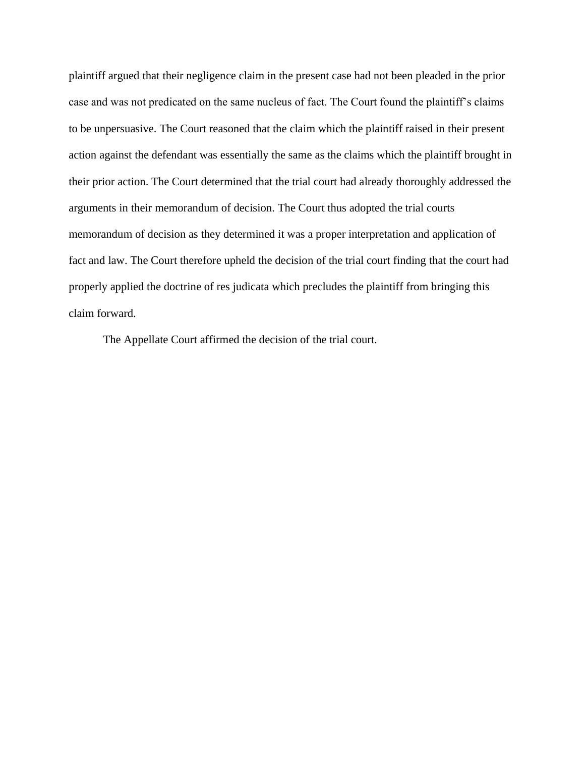plaintiff argued that their negligence claim in the present case had not been pleaded in the prior case and was not predicated on the same nucleus of fact. The Court found the plaintiff's claims to be unpersuasive. The Court reasoned that the claim which the plaintiff raised in their present action against the defendant was essentially the same as the claims which the plaintiff brought in their prior action. The Court determined that the trial court had already thoroughly addressed the arguments in their memorandum of decision. The Court thus adopted the trial courts memorandum of decision as they determined it was a proper interpretation and application of fact and law. The Court therefore upheld the decision of the trial court finding that the court had properly applied the doctrine of res judicata which precludes the plaintiff from bringing this claim forward.

The Appellate Court affirmed the decision of the trial court.